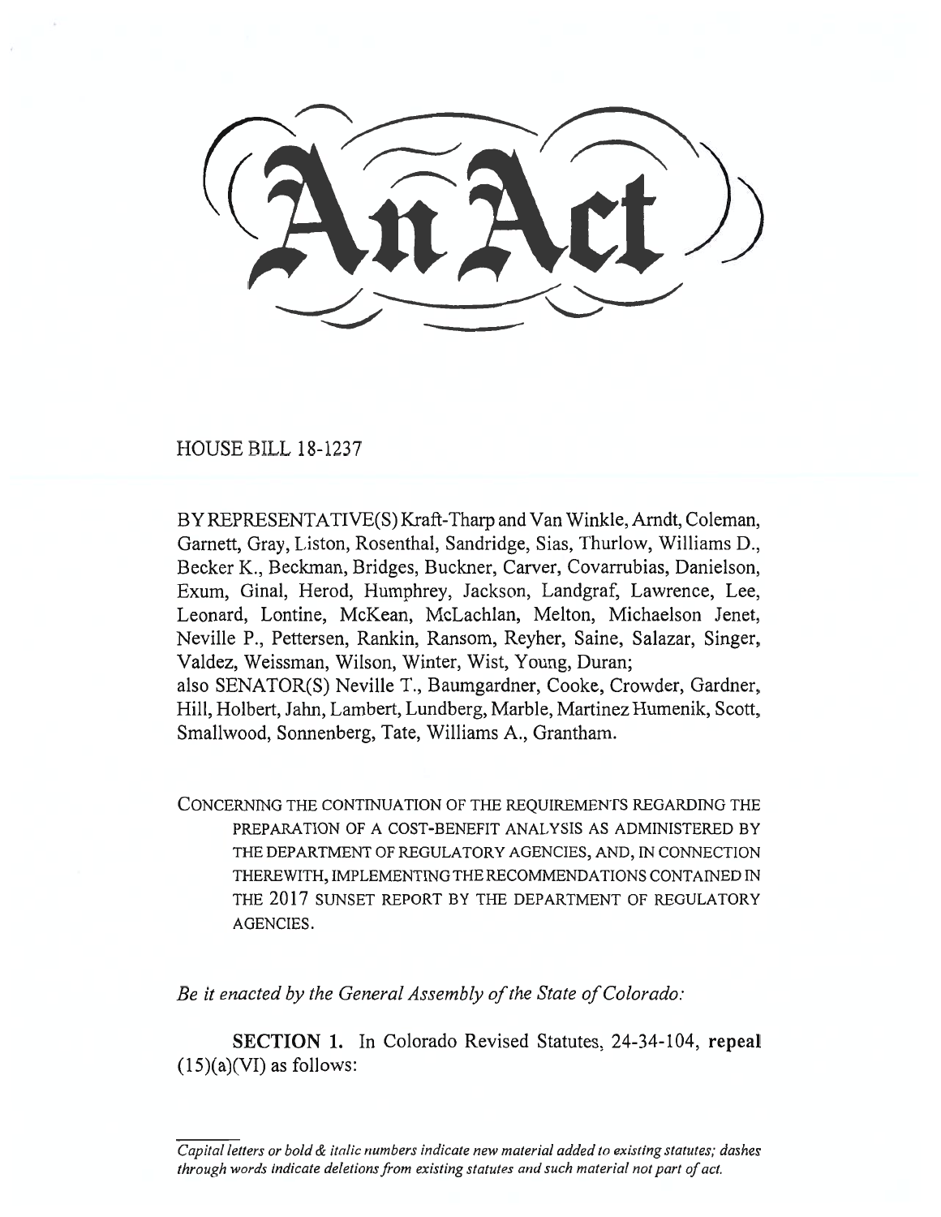# An Act

HOUSE BILL 18-1237

BY REPRESENTATIVE(S) Kraft-Tharp and Van Winkle, Arndt, Coleman, Garnett, Gray, Liston, Rosenthal, Sandridge, Sias, Thurlow, Williams D., Becker K., Beckman, Bridges, Buckner, Carver, Covarrubias, Danielson, Exum, Ginal, Herod, Humphrey, Jackson, Landgraf, Lawrence, Lee, Leonard, Lontine, McKean, McLachlan, Melton, Michaelson Jenet, Neville P., Pettersen, Rankin, Ransom, Reyher, Saine, Salazar, Singer, Valdez, Weissman, Wilson, Winter, Wist, Young, Duran;
also SENATOR(S) Neville T., Baumgardner, Cooke, Crowder, Gardner, Hill, Holbert, Jahn, Lambert, Lundberg, Marble, Martinez Humenik, Scott, Smallwood, Sonnenberg, Tate, Williams A., Grantham.

CONCERNING THE CONTINUATION OF THE REQUIREMENTS REGARDING THE PREPARATION OF A COST-BENEFIT ANALYSIS AS ADMINISTERED BY THE DEPARTMENT OF REGULATORY AGENCIES, AND, IN CONNECTION THEREWITH, IMPLEMENTING THE RECOMMENDATIONS CONTAINED IN THE 2017 SUNSET REPORT BY THE DEPARTMENT OF REGULATORY AGENCIES.

*Be it enacted by the General Assembly of the State of Colorado:*

**SECTION 1.** In Colorado Revised Statutes, 24-34-104, **repeal** (15)(a)(VI) as follows:

*Capital letters or bold & italic numbers indicate new material added to existing statutes; dashes through words indicate deletions from existing statutes and such material not part of act.*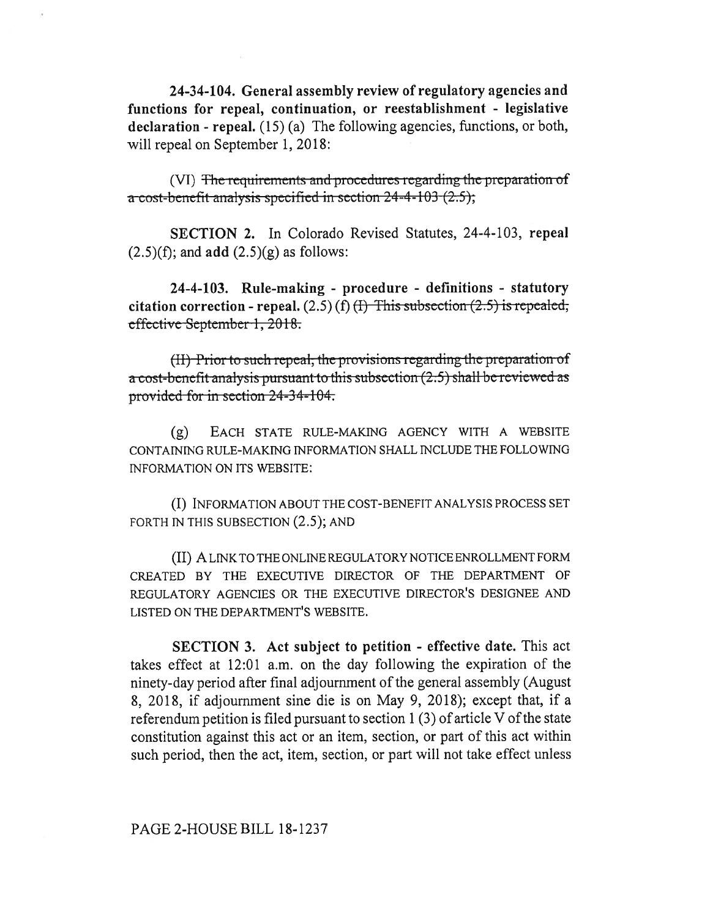**24-34-104. General assembly review of regulatory agencies and functions for repeal, continuation, or reestablishment - legislative declaration - repeal.** (15) (a) The following agencies, functions, or both, will repeal on September 1, 2018:

(VI) ~~The requirements and procedures regarding the preparation of a cost-benefit analysis specified in section 24-4-103 (2.5);~~

**SECTION 2.** In Colorado Revised Statutes, 24-4-103, **repeal** (2.5)(f); and **add** (2.5)(g) as follows:

**24-4-103. Rule-making - procedure - definitions - statutory citation correction - repeal.** (2.5) (f) ~~(I) This subsection (2.5) is repealed, effective September 1, 2018.~~

~~(II) Prior to such repeal, the provisions regarding the preparation of a cost-benefit analysis pursuant to this subsection (2.5) shall be reviewed as provided for in section 24-34-104.~~

(g) EACH STATE RULE-MAKING AGENCY WITH A WEBSITE CONTAINING RULE-MAKING INFORMATION SHALL INCLUDE THE FOLLOWING INFORMATION ON ITS WEBSITE:

(I) INFORMATION ABOUT THE COST-BENEFIT ANALYSIS PROCESS SET FORTH IN THIS SUBSECTION (2.5); AND

(II) A LINK TO THE ONLINE REGULATORY NOTICE ENROLLMENT FORM CREATED BY THE EXECUTIVE DIRECTOR OF THE DEPARTMENT OF REGULATORY AGENCIES OR THE EXECUTIVE DIRECTOR'S DESIGNEE AND LISTED ON THE DEPARTMENT'S WEBSITE.

**SECTION 3. Act subject to petition - effective date.** This act takes effect at 12:01 a.m. on the day following the expiration of the ninety-day period after final adjournment of the general assembly (August 8, 2018, if adjournment sine die is on May 9, 2018); except that, if a referendum petition is filed pursuant to section 1 (3) of article V of the state constitution against this act or an item, section, or part of this act within such period, then the act, item, section, or part will not take effect unless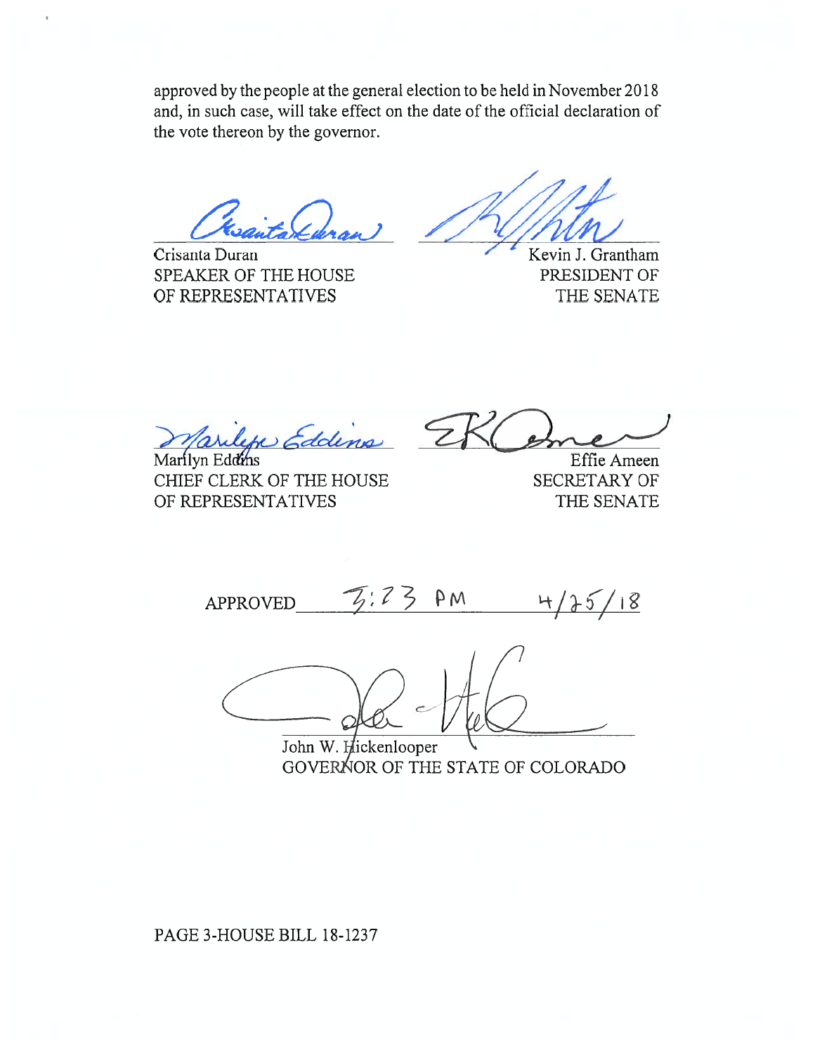approved by the people at the general election to be held in November 2018 and, in such case, will take effect on the date of the official declaration of the vote thereon by the governor.

Crisanta Duran
SPEAKER OF THE HOUSE
OF REPRESENTATIVES

Kevin J. Grantham
PRESIDENT OF
THE SENATE

Marilyn Eddins
CHIEF CLERK OF THE HOUSE
OF REPRESENTATIVES

Effie Ameen
SECRETARY OF
THE SENATE

APPROVED 3:23 PM 4/25/18

John W. Hickenlooper
GOVERNOR OF THE STATE OF COLORADO

PAGE 3-HOUSE BILL 18-1237